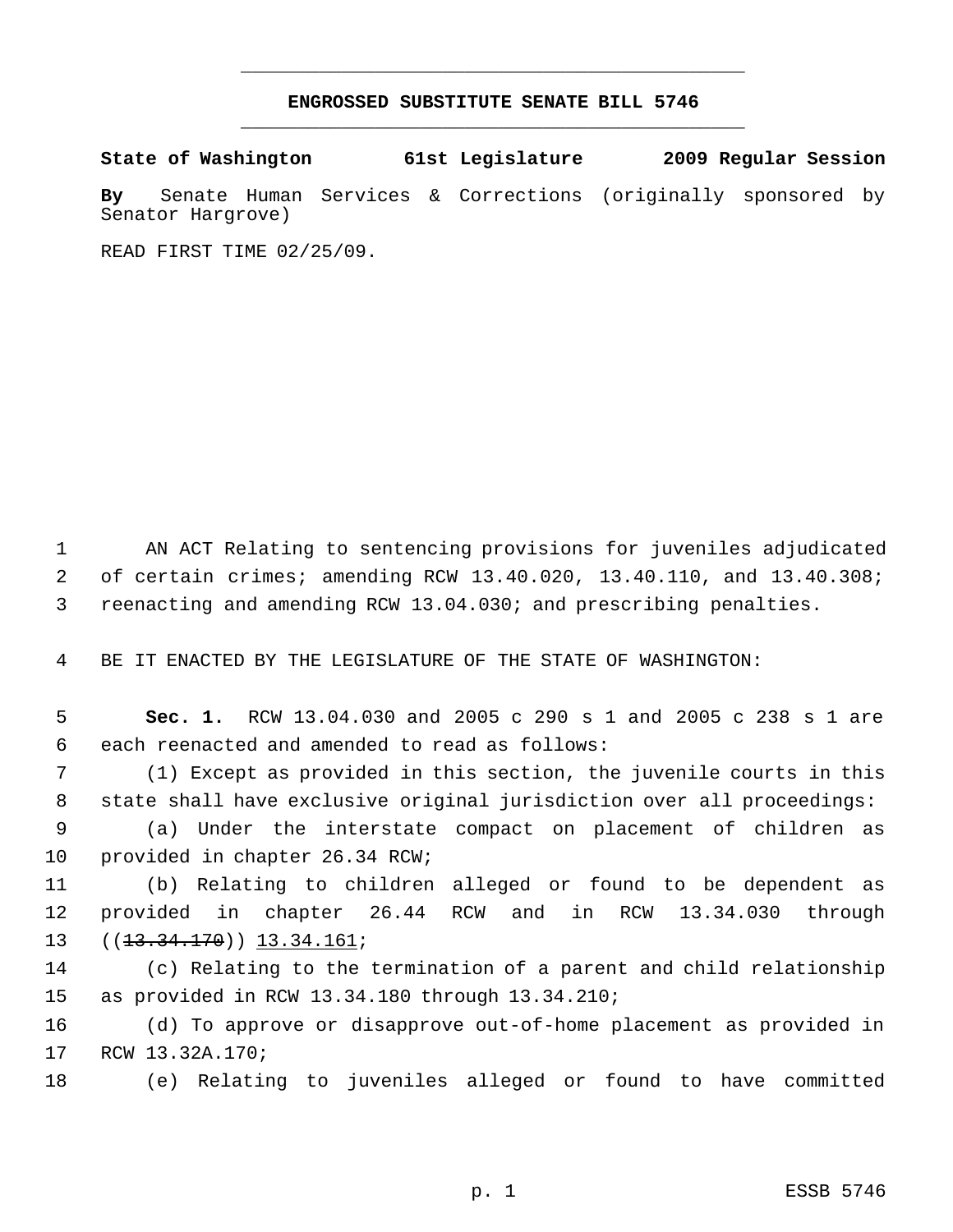# ENGROSSED SUBSTITUTE SENATE BILL 5746

**State of Washington 61st Legislature 2009 Regular Session**

**By** Senate Human Services & Corrections (originally sponsored by Senator Hargrove)

READ FIRST TIME 02/25/09.

AN ACT Relating to sentencing provisions for juveniles adjudicated of certain crimes; amending RCW 13.40.020, 13.40.110, and 13.40.308; reenacting and amending RCW 13.04.030; and prescribing penalties.

BE IT ENACTED BY THE LEGISLATURE OF THE STATE OF WASHINGTON:

**Sec. 1.** RCW 13.04.030 and 2005 c 290 s 1 and 2005 c 238 s 1 are each reenacted and amended to read as follows:

(1) Except as provided in this section, the juvenile courts in this state shall have exclusive original jurisdiction over all proceedings:

(a) Under the interstate compact on placement of children as provided in chapter 26.34 RCW;

(b) Relating to children alleged or found to be dependent as provided in chapter 26.44 RCW and in RCW 13.34.030 through ((~~13.34.170~~)) <u>13.34.161</u>;

(c) Relating to the termination of a parent and child relationship as provided in RCW 13.34.180 through 13.34.210;

(d) To approve or disapprove out-of-home placement as provided in RCW 13.32A.170;

(e) Relating to juveniles alleged or found to have committed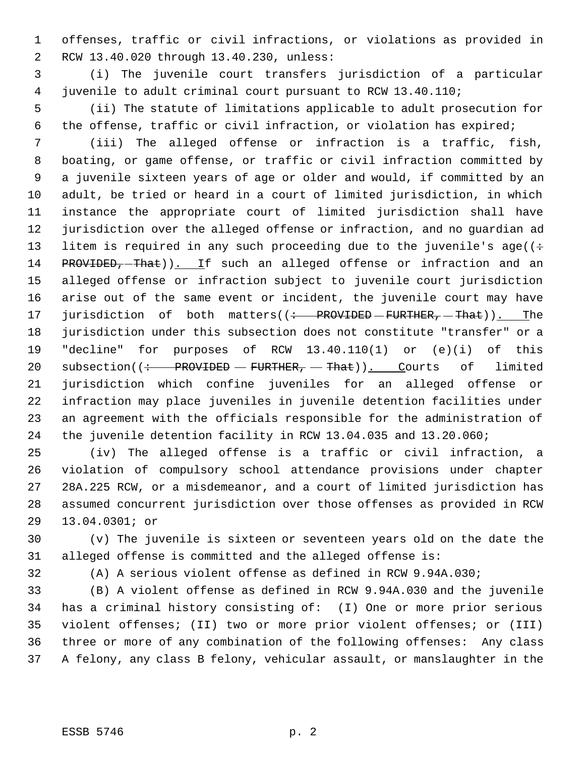offenses, traffic or civil infractions, or violations as provided in RCW 13.40.020 through 13.40.230, unless:

(i) The juvenile court transfers jurisdiction of a particular juvenile to adult criminal court pursuant to RCW 13.40.110;

(ii) The statute of limitations applicable to adult prosecution for the offense, traffic or civil infraction, or violation has expired;

(iii) The alleged offense or infraction is a traffic, fish, boating, or game offense, or traffic or civil infraction committed by a juvenile sixteen years of age or older and would, if committed by an adult, be tried or heard in a court of limited jurisdiction, in which instance the appropriate court of limited jurisdiction shall have jurisdiction over the alleged offense or infraction, and no guardian ad litem is required in any such proceeding due to the juvenile's age((~~: PROVIDED, That~~)). If such an alleged offense or infraction and an alleged offense or infraction subject to juvenile court jurisdiction arise out of the same event or incident, the juvenile court may have jurisdiction of both matters((~~: PROVIDED FURTHER, That~~)). The jurisdiction under this subsection does not constitute "transfer" or a "decline" for purposes of RCW 13.40.110(1) or (e)(i) of this subsection((~~: PROVIDED FURTHER, That~~)). Courts of limited jurisdiction which confine juveniles for an alleged offense or infraction may place juveniles in juvenile detention facilities under an agreement with the officials responsible for the administration of the juvenile detention facility in RCW 13.04.035 and 13.20.060;

(iv) The alleged offense is a traffic or civil infraction, a violation of compulsory school attendance provisions under chapter 28A.225 RCW, or a misdemeanor, and a court of limited jurisdiction has assumed concurrent jurisdiction over those offenses as provided in RCW 13.04.0301; or

(v) The juvenile is sixteen or seventeen years old on the date the alleged offense is committed and the alleged offense is:

(A) A serious violent offense as defined in RCW 9.94A.030;

(B) A violent offense as defined in RCW 9.94A.030 and the juvenile has a criminal history consisting of: (I) One or more prior serious violent offenses; (II) two or more prior violent offenses; or (III) three or more of any combination of the following offenses: Any class A felony, any class B felony, vehicular assault, or manslaughter in the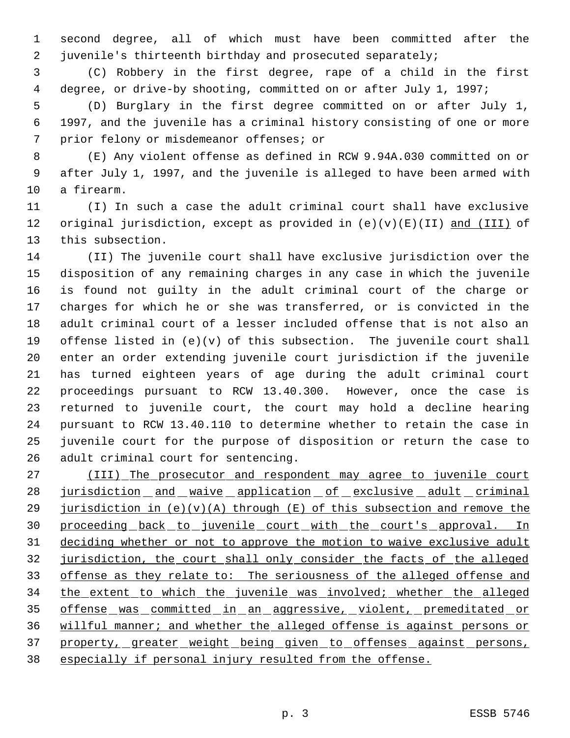second degree, all of which must have been committed after the juvenile's thirteenth birthday and prosecuted separately;

(C) Robbery in the first degree, rape of a child in the first degree, or drive-by shooting, committed on or after July 1, 1997;

(D) Burglary in the first degree committed on or after July 1, 1997, and the juvenile has a criminal history consisting of one or more prior felony or misdemeanor offenses; or

(E) Any violent offense as defined in RCW 9.94A.030 committed on or after July 1, 1997, and the juvenile is alleged to have been armed with a firearm.

(I) In such a case the adult criminal court shall have exclusive original jurisdiction, except as provided in (e)(v)(E)(II) <u>and (III)</u> of this subsection.

(II) The juvenile court shall have exclusive jurisdiction over the disposition of any remaining charges in any case in which the juvenile is found not guilty in the adult criminal court of the charge or charges for which he or she was transferred, or is convicted in the adult criminal court of a lesser included offense that is not also an offense listed in (e)(v) of this subsection. The juvenile court shall enter an order extending juvenile court jurisdiction if the juvenile has turned eighteen years of age during the adult criminal court proceedings pursuant to RCW 13.40.300. However, once the case is returned to juvenile court, the court may hold a decline hearing pursuant to RCW 13.40.110 to determine whether to retain the case in juvenile court for the purpose of disposition or return the case to adult criminal court for sentencing.

<u>(III) The prosecutor and respondent may agree to juvenile court jurisdiction and waive application of exclusive adult criminal jurisdiction in (e)(v)(A) through (E) of this subsection and remove the proceeding back to juvenile court with the court's approval. In deciding whether or not to approve the motion to waive exclusive adult jurisdiction, the court shall only consider the facts of the alleged offense as they relate to: The seriousness of the alleged offense and the extent to which the juvenile was involved; whether the alleged offense was committed in an aggressive, violent, premeditated or willful manner; and whether the alleged offense is against persons or property, greater weight being given to offenses against persons, especially if personal injury resulted from the offense.</u>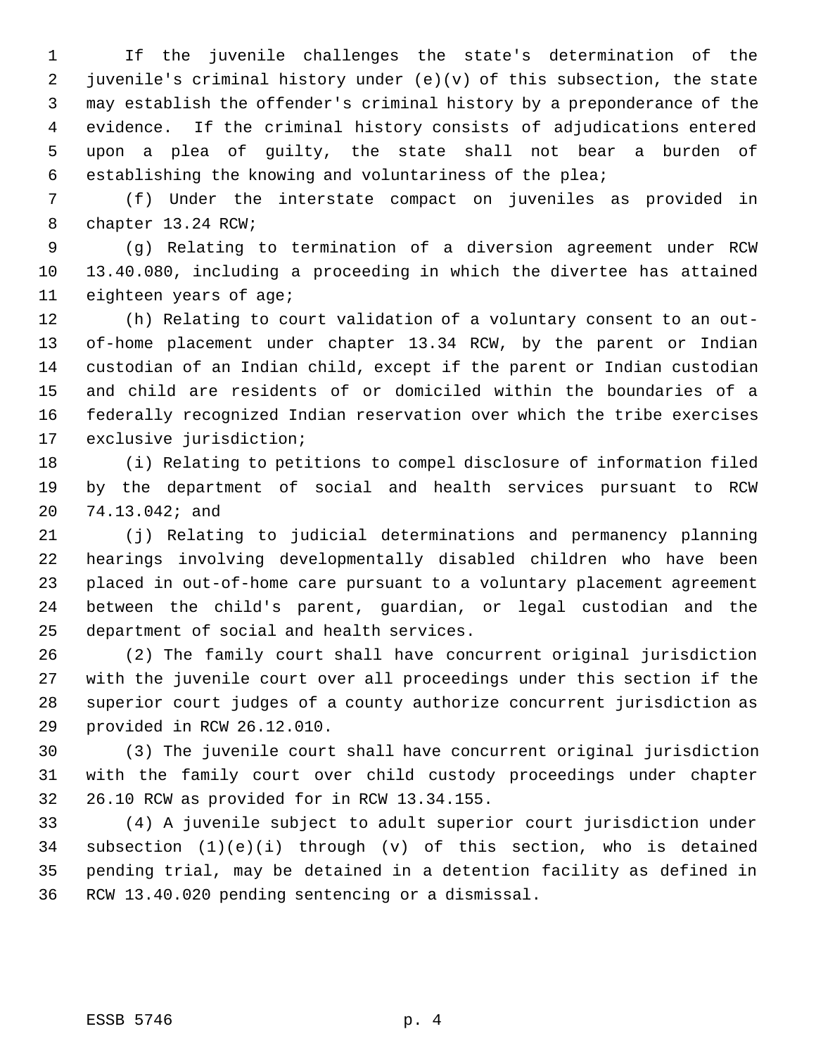If the juvenile challenges the state's determination of the juvenile's criminal history under (e)(v) of this subsection, the state may establish the offender's criminal history by a preponderance of the evidence. If the criminal history consists of adjudications entered upon a plea of guilty, the state shall not bear a burden of establishing the knowing and voluntariness of the plea;

(f) Under the interstate compact on juveniles as provided in chapter 13.24 RCW;

(g) Relating to termination of a diversion agreement under RCW 13.40.080, including a proceeding in which the divertee has attained eighteen years of age;

(h) Relating to court validation of a voluntary consent to an out-of-home placement under chapter 13.34 RCW, by the parent or Indian custodian of an Indian child, except if the parent or Indian custodian and child are residents of or domiciled within the boundaries of a federally recognized Indian reservation over which the tribe exercises exclusive jurisdiction;

(i) Relating to petitions to compel disclosure of information filed by the department of social and health services pursuant to RCW 74.13.042; and

(j) Relating to judicial determinations and permanency planning hearings involving developmentally disabled children who have been placed in out-of-home care pursuant to a voluntary placement agreement between the child's parent, guardian, or legal custodian and the department of social and health services.

(2) The family court shall have concurrent original jurisdiction with the juvenile court over all proceedings under this section if the superior court judges of a county authorize concurrent jurisdiction as provided in RCW 26.12.010.

(3) The juvenile court shall have concurrent original jurisdiction with the family court over child custody proceedings under chapter 26.10 RCW as provided for in RCW 13.34.155.

(4) A juvenile subject to adult superior court jurisdiction under subsection (1)(e)(i) through (v) of this section, who is detained pending trial, may be detained in a detention facility as defined in RCW 13.40.020 pending sentencing or a dismissal.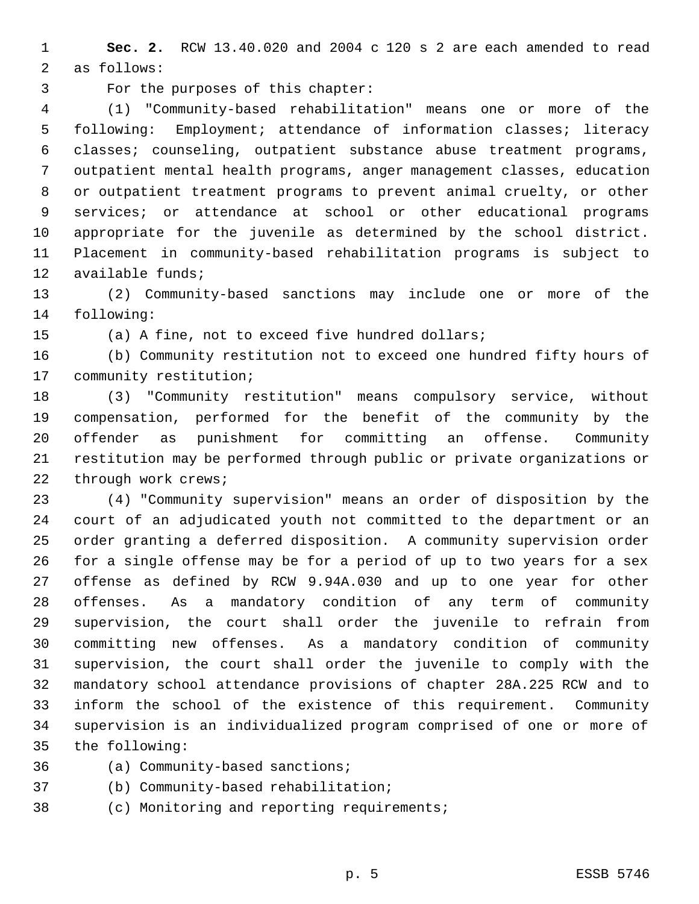**Sec. 2.** RCW 13.40.020 and 2004 c 120 s 2 are each amended to read as follows:

For the purposes of this chapter:

(1) "Community-based rehabilitation" means one or more of the following: Employment; attendance of information classes; literacy classes; counseling, outpatient substance abuse treatment programs, outpatient mental health programs, anger management classes, education or outpatient treatment programs to prevent animal cruelty, or other services; or attendance at school or other educational programs appropriate for the juvenile as determined by the school district. Placement in community-based rehabilitation programs is subject to available funds;

(2) Community-based sanctions may include one or more of the following:

(a) A fine, not to exceed five hundred dollars;

(b) Community restitution not to exceed one hundred fifty hours of community restitution;

(3) "Community restitution" means compulsory service, without compensation, performed for the benefit of the community by the offender as punishment for committing an offense. Community restitution may be performed through public or private organizations or through work crews;

(4) "Community supervision" means an order of disposition by the court of an adjudicated youth not committed to the department or an order granting a deferred disposition. A community supervision order for a single offense may be for a period of up to two years for a sex offense as defined by RCW 9.94A.030 and up to one year for other offenses. As a mandatory condition of any term of community supervision, the court shall order the juvenile to refrain from committing new offenses. As a mandatory condition of community supervision, the court shall order the juvenile to comply with the mandatory school attendance provisions of chapter 28A.225 RCW and to inform the school of the existence of this requirement. Community supervision is an individualized program comprised of one or more of the following:

(a) Community-based sanctions;

(b) Community-based rehabilitation;

(c) Monitoring and reporting requirements;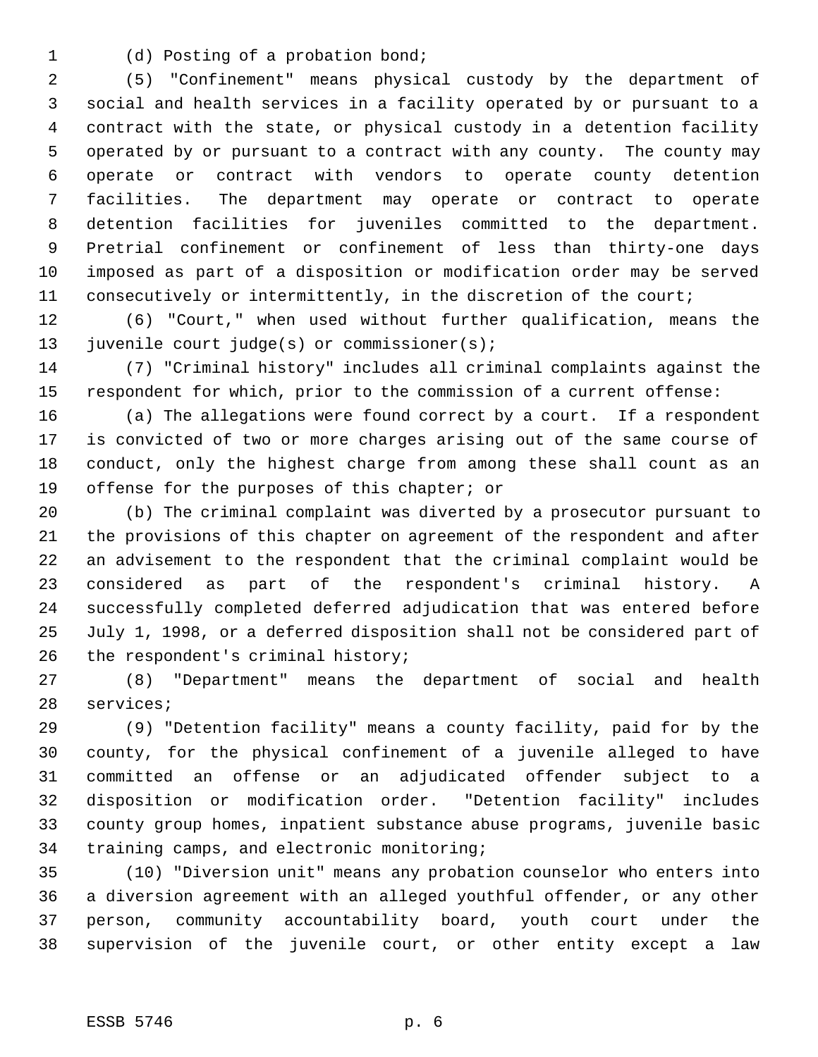(d) Posting of a probation bond;

(5) "Confinement" means physical custody by the department of social and health services in a facility operated by or pursuant to a contract with the state, or physical custody in a detention facility operated by or pursuant to a contract with any county. The county may operate or contract with vendors to operate county detention facilities. The department may operate or contract to operate detention facilities for juveniles committed to the department. Pretrial confinement or confinement of less than thirty-one days imposed as part of a disposition or modification order may be served consecutively or intermittently, in the discretion of the court;

(6) "Court," when used without further qualification, means the juvenile court judge(s) or commissioner(s);

(7) "Criminal history" includes all criminal complaints against the respondent for which, prior to the commission of a current offense:

(a) The allegations were found correct by a court. If a respondent is convicted of two or more charges arising out of the same course of conduct, only the highest charge from among these shall count as an offense for the purposes of this chapter; or

(b) The criminal complaint was diverted by a prosecutor pursuant to the provisions of this chapter on agreement of the respondent and after an advisement to the respondent that the criminal complaint would be considered as part of the respondent's criminal history. A successfully completed deferred adjudication that was entered before July 1, 1998, or a deferred disposition shall not be considered part of the respondent's criminal history;

(8) "Department" means the department of social and health services;

(9) "Detention facility" means a county facility, paid for by the county, for the physical confinement of a juvenile alleged to have committed an offense or an adjudicated offender subject to a disposition or modification order. "Detention facility" includes county group homes, inpatient substance abuse programs, juvenile basic training camps, and electronic monitoring;

(10) "Diversion unit" means any probation counselor who enters into a diversion agreement with an alleged youthful offender, or any other person, community accountability board, youth court under the supervision of the juvenile court, or other entity except a law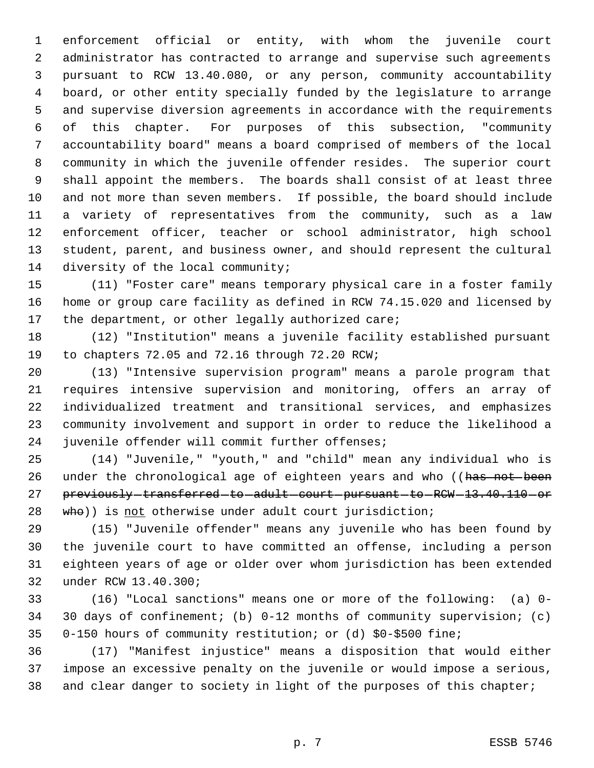enforcement official or entity, with whom the juvenile court administrator has contracted to arrange and supervise such agreements pursuant to RCW 13.40.080, or any person, community accountability board, or other entity specially funded by the legislature to arrange and supervise diversion agreements in accordance with the requirements of this chapter. For purposes of this subsection, "community accountability board" means a board comprised of members of the local community in which the juvenile offender resides. The superior court shall appoint the members. The boards shall consist of at least three and not more than seven members. If possible, the board should include a variety of representatives from the community, such as a law enforcement officer, teacher or school administrator, high school student, parent, and business owner, and should represent the cultural diversity of the local community;

(11) "Foster care" means temporary physical care in a foster family home or group care facility as defined in RCW 74.15.020 and licensed by the department, or other legally authorized care;

(12) "Institution" means a juvenile facility established pursuant to chapters 72.05 and 72.16 through 72.20 RCW;

(13) "Intensive supervision program" means a parole program that requires intensive supervision and monitoring, offers an array of individualized treatment and transitional services, and emphasizes community involvement and support in order to reduce the likelihood a juvenile offender will commit further offenses;

(14) "Juvenile," "youth," and "child" mean any individual who is under the chronological age of eighteen years and who ((~~has not been previously transferred to adult court pursuant to RCW 13.40.110 or who~~)) is <u>not</u> otherwise under adult court jurisdiction;

(15) "Juvenile offender" means any juvenile who has been found by the juvenile court to have committed an offense, including a person eighteen years of age or older over whom jurisdiction has been extended under RCW 13.40.300;

(16) "Local sanctions" means one or more of the following: (a) 0-30 days of confinement; (b) 0-12 months of community supervision; (c) 0-150 hours of community restitution; or (d) $0-$500 fine;

(17) "Manifest injustice" means a disposition that would either impose an excessive penalty on the juvenile or would impose a serious, and clear danger to society in light of the purposes of this chapter;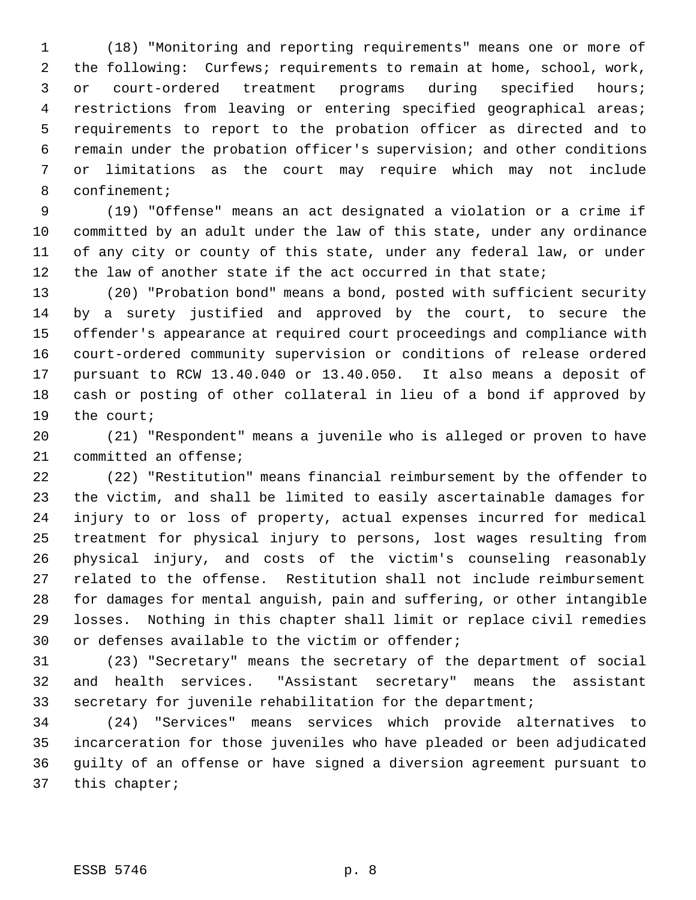(18) "Monitoring and reporting requirements" means one or more of the following: Curfews; requirements to remain at home, school, work, or court-ordered treatment programs during specified hours; restrictions from leaving or entering specified geographical areas; requirements to report to the probation officer as directed and to remain under the probation officer's supervision; and other conditions or limitations as the court may require which may not include confinement;

(19) "Offense" means an act designated a violation or a crime if committed by an adult under the law of this state, under any ordinance of any city or county of this state, under any federal law, or under the law of another state if the act occurred in that state;

(20) "Probation bond" means a bond, posted with sufficient security by a surety justified and approved by the court, to secure the offender's appearance at required court proceedings and compliance with court-ordered community supervision or conditions of release ordered pursuant to RCW 13.40.040 or 13.40.050. It also means a deposit of cash or posting of other collateral in lieu of a bond if approved by the court;

(21) "Respondent" means a juvenile who is alleged or proven to have committed an offense;

(22) "Restitution" means financial reimbursement by the offender to the victim, and shall be limited to easily ascertainable damages for injury to or loss of property, actual expenses incurred for medical treatment for physical injury to persons, lost wages resulting from physical injury, and costs of the victim's counseling reasonably related to the offense. Restitution shall not include reimbursement for damages for mental anguish, pain and suffering, or other intangible losses. Nothing in this chapter shall limit or replace civil remedies or defenses available to the victim or offender;

(23) "Secretary" means the secretary of the department of social and health services. "Assistant secretary" means the assistant secretary for juvenile rehabilitation for the department;

(24) "Services" means services which provide alternatives to incarceration for those juveniles who have pleaded or been adjudicated guilty of an offense or have signed a diversion agreement pursuant to this chapter;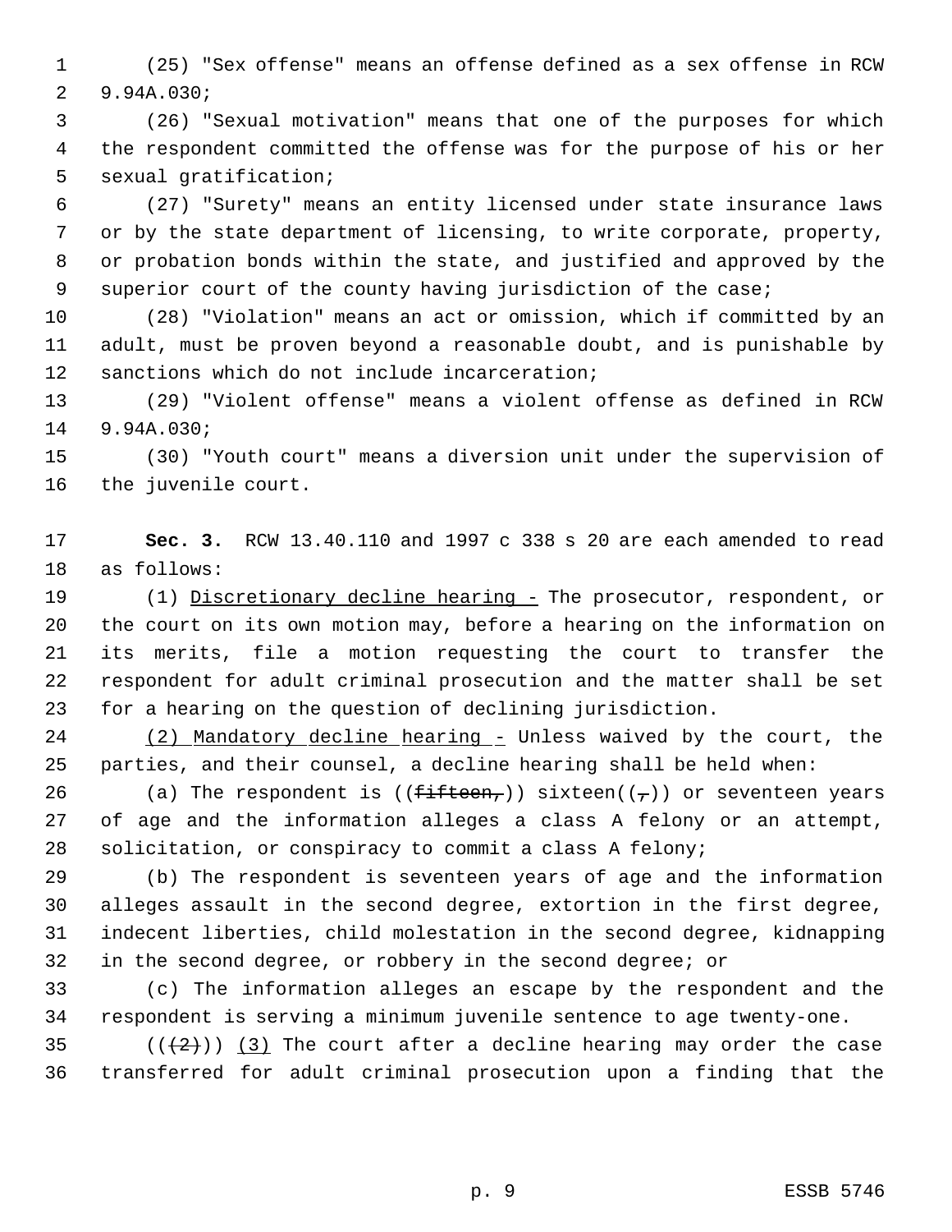(25) "Sex offense" means an offense defined as a sex offense in RCW 9.94A.030;

(26) "Sexual motivation" means that one of the purposes for which the respondent committed the offense was for the purpose of his or her sexual gratification;

(27) "Surety" means an entity licensed under state insurance laws or by the state department of licensing, to write corporate, property, or probation bonds within the state, and justified and approved by the superior court of the county having jurisdiction of the case;

(28) "Violation" means an act or omission, which if committed by an adult, must be proven beyond a reasonable doubt, and is punishable by sanctions which do not include incarceration;

(29) "Violent offense" means a violent offense as defined in RCW 9.94A.030;

(30) "Youth court" means a diversion unit under the supervision of the juvenile court.

**Sec. 3.** RCW 13.40.110 and 1997 c 338 s 20 are each amended to read as follows:

(1) Discretionary decline hearing - The prosecutor, respondent, or the court on its own motion may, before a hearing on the information on its merits, file a motion requesting the court to transfer the respondent for adult criminal prosecution and the matter shall be set for a hearing on the question of declining jurisdiction.

(2) Mandatory decline hearing - Unless waived by the court, the parties, and their counsel, a decline hearing shall be held when:

(a) The respondent is ((~~fifteen,~~)) sixteen((~~,~~)) or seventeen years of age and the information alleges a class A felony or an attempt, solicitation, or conspiracy to commit a class A felony;

(b) The respondent is seventeen years of age and the information alleges assault in the second degree, extortion in the first degree, indecent liberties, child molestation in the second degree, kidnapping in the second degree, or robbery in the second degree; or

(c) The information alleges an escape by the respondent and the respondent is serving a minimum juvenile sentence to age twenty-one.

((~~(2)~~)) (3) The court after a decline hearing may order the case transferred for adult criminal prosecution upon a finding that the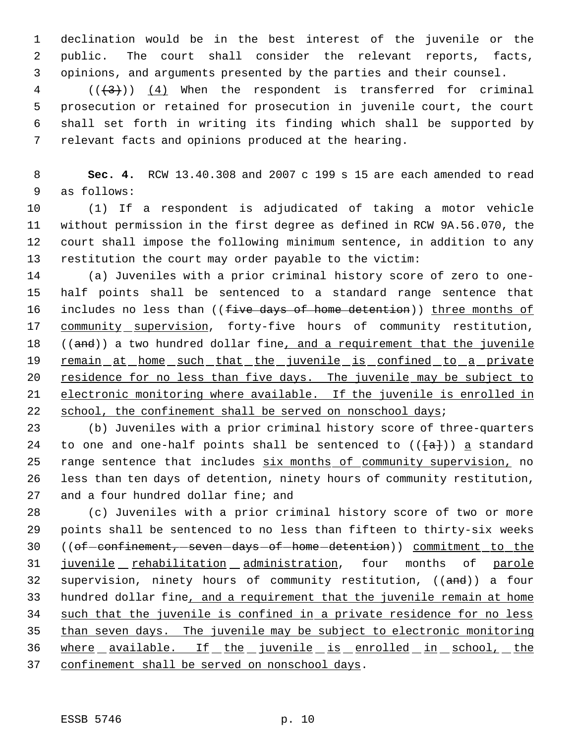declination would be in the best interest of the juvenile or the public. The court shall consider the relevant reports, facts, opinions, and arguments presented by the parties and their counsel.

(((3))) (4) When the respondent is transferred for criminal prosecution or retained for prosecution in juvenile court, the court shall set forth in writing its finding which shall be supported by relevant facts and opinions produced at the hearing.

**Sec. 4.** RCW 13.40.308 and 2007 c 199 s 15 are each amended to read as follows:

(1) If a respondent is adjudicated of taking a motor vehicle without permission in the first degree as defined in RCW 9A.56.070, the court shall impose the following minimum sentence, in addition to any restitution the court may order payable to the victim:

(a) Juveniles with a prior criminal history score of zero to one-half points shall be sentenced to a standard range sentence that includes no less than ((~~five days of home detention~~)) three months of community supervision, forty-five hours of community restitution, ((~~and~~)) a two hundred dollar fine, and a requirement that the juvenile remain at home such that the juvenile is confined to a private residence for no less than five days. The juvenile may be subject to electronic monitoring where available. If the juvenile is enrolled in school, the confinement shall be served on nonschool days;

(b) Juveniles with a prior criminal history score of three-quarters to one and one-half points shall be sentenced to (([~~a~~])) a standard range sentence that includes six months of community supervision, no less than ten days of detention, ninety hours of community restitution, and a four hundred dollar fine; and

(c) Juveniles with a prior criminal history score of two or more points shall be sentenced to no less than fifteen to thirty-six weeks ((~~of confinement, seven days of home detention~~)) commitment to the juvenile rehabilitation administration, four months of parole supervision, ninety hours of community restitution, ((~~and~~)) a four hundred dollar fine, and a requirement that the juvenile remain at home such that the juvenile is confined in a private residence for no less than seven days. The juvenile may be subject to electronic monitoring where available. If the juvenile is enrolled in school, the confinement shall be served on nonschool days.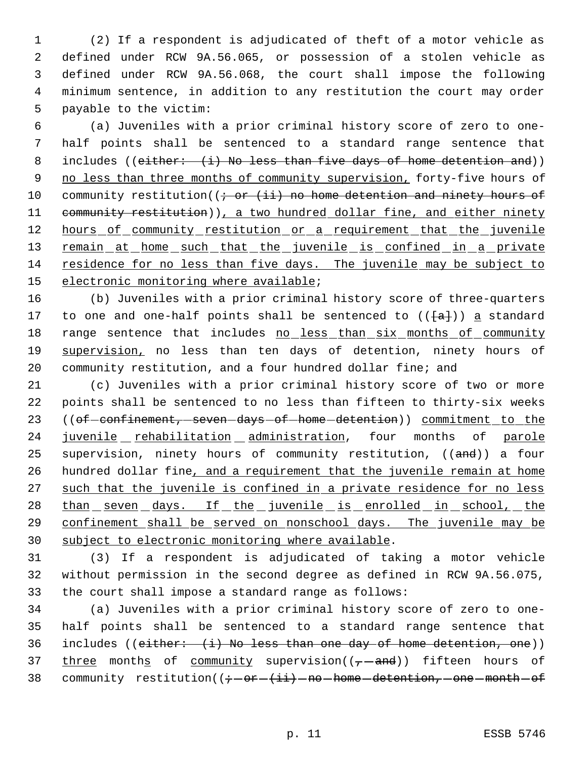(2) If a respondent is adjudicated of theft of a motor vehicle as defined under RCW 9A.56.065, or possession of a stolen vehicle as defined under RCW 9A.56.068, the court shall impose the following minimum sentence, in addition to any restitution the court may order payable to the victim:

(a) Juveniles with a prior criminal history score of zero to one-half points shall be sentenced to a standard range sentence that includes ((~~either: (i) No less than five days of home detention and~~)) no less than three months of community supervision, forty-five hours of community restitution((~~; or (ii) no home detention and ninety hours of community restitution~~)), a two hundred dollar fine, and either ninety hours of community restitution or a requirement that the juvenile remain at home such that the juvenile is confined in a private residence for no less than five days. The juvenile may be subject to electronic monitoring where available;

(b) Juveniles with a prior criminal history score of three-quarters to one and one-half points shall be sentenced to ((~~[a]~~)) a standard range sentence that includes no less than six months of community supervision, no less than ten days of detention, ninety hours of community restitution, and a four hundred dollar fine; and

(c) Juveniles with a prior criminal history score of two or more points shall be sentenced to no less than fifteen to thirty-six weeks ((~~of confinement, seven days of home detention~~)) commitment to the juvenile rehabilitation administration, four months of parole supervision, ninety hours of community restitution, ((~~and~~)) a four hundred dollar fine, and a requirement that the juvenile remain at home such that the juvenile is confined in a private residence for no less than seven days. If the juvenile is enrolled in school, the confinement shall be served on nonschool days. The juvenile may be subject to electronic monitoring where available.

(3) If a respondent is adjudicated of taking a motor vehicle without permission in the second degree as defined in RCW 9A.56.075, the court shall impose a standard range as follows:

(a) Juveniles with a prior criminal history score of zero to one-half points shall be sentenced to a standard range sentence that includes ((~~either: (i) No less than one day of home detention, one~~)) three months of community supervision((~~, and~~)) fifteen hours of community restitution((~~; or (ii) no home detention, one month of~~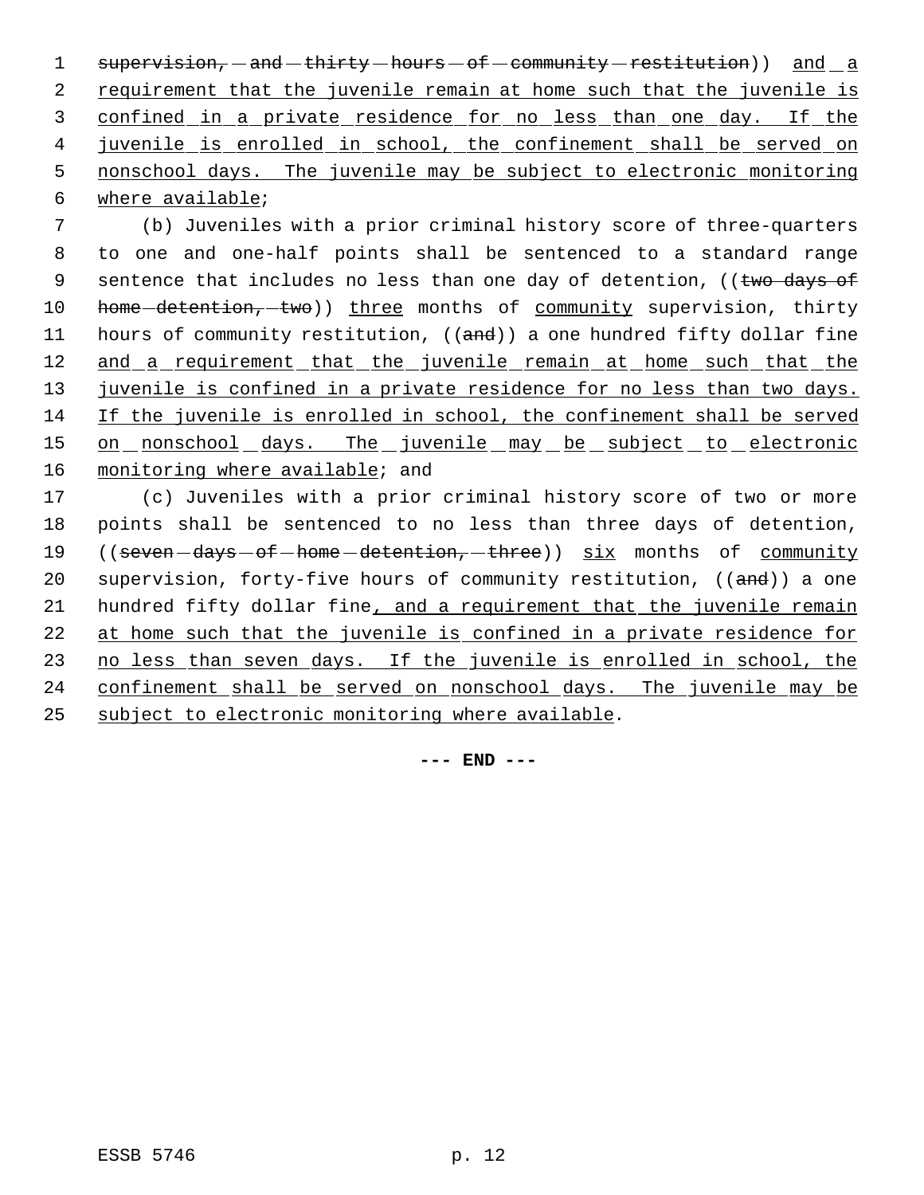supervision, and thirty hours of community restitution)) and a requirement that the juvenile remain at home such that the juvenile is confined in a private residence for no less than one day. If the juvenile is enrolled in school, the confinement shall be served on nonschool days. The juvenile may be subject to electronic monitoring where available;

(b) Juveniles with a prior criminal history score of three-quarters to one and one-half points shall be sentenced to a standard range sentence that includes no less than one day of detention, ((two days of home detention, two)) three months of community supervision, thirty hours of community restitution, ((and)) a one hundred fifty dollar fine and a requirement that the juvenile remain at home such that the juvenile is confined in a private residence for no less than two days. If the juvenile is enrolled in school, the confinement shall be served on nonschool days. The juvenile may be subject to electronic monitoring where available; and

(c) Juveniles with a prior criminal history score of two or more points shall be sentenced to no less than three days of detention, ((seven days of home detention, three)) six months of community supervision, forty-five hours of community restitution, ((and)) a one hundred fifty dollar fine, and a requirement that the juvenile remain at home such that the juvenile is confined in a private residence for no less than seven days. If the juvenile is enrolled in school, the confinement shall be served on nonschool days. The juvenile may be subject to electronic monitoring where available.

**--- END ---**